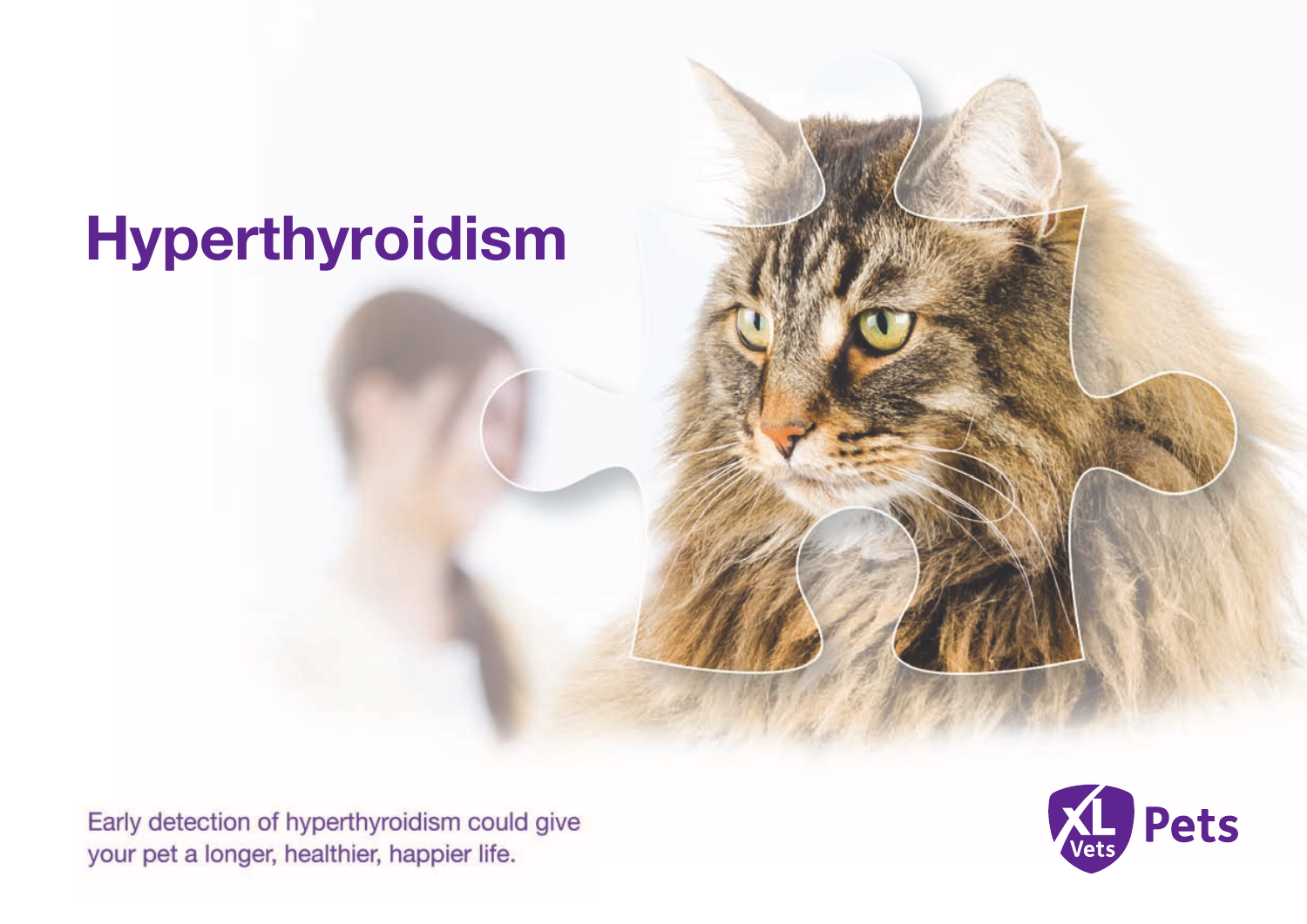# Hyperthyroidism

Early detection of hyperthyroidism could give your pet a longer, healthier, happier life.

XL Vets Pets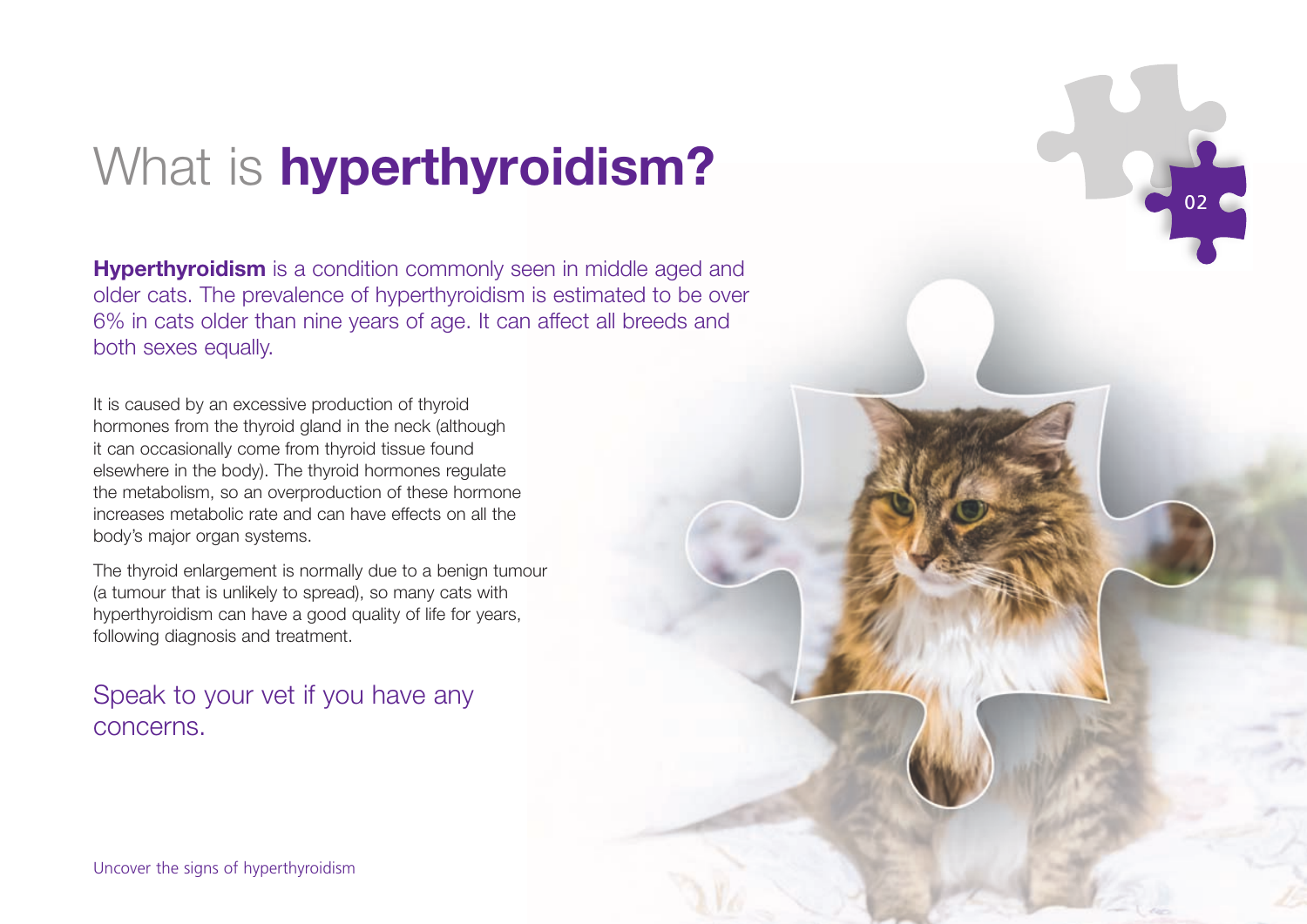# What is **hyperthyroidism?**

**Hyperthyroidism** is a condition commonly seen in middle aged and older cats. The prevalence of hyperthyroidism is estimated to be over 6% in cats older than nine years of age. It can affect all breeds and both sexes equally.

It is caused by an excessive production of thyroid hormones from the thyroid gland in the neck (although it can occasionally come from thyroid tissue found elsewhere in the body). The thyroid hormones regulate the metabolism, so an overproduction of these hormone increases metabolic rate and can have effects on all the body's major organ systems.

The thyroid enlargement is normally due to a benign tumour (a tumour that is unlikely to spread), so many cats with hyperthyroidism can have a good quality of life for years, following diagnosis and treatment.

Speak to your vet if you have any concerns.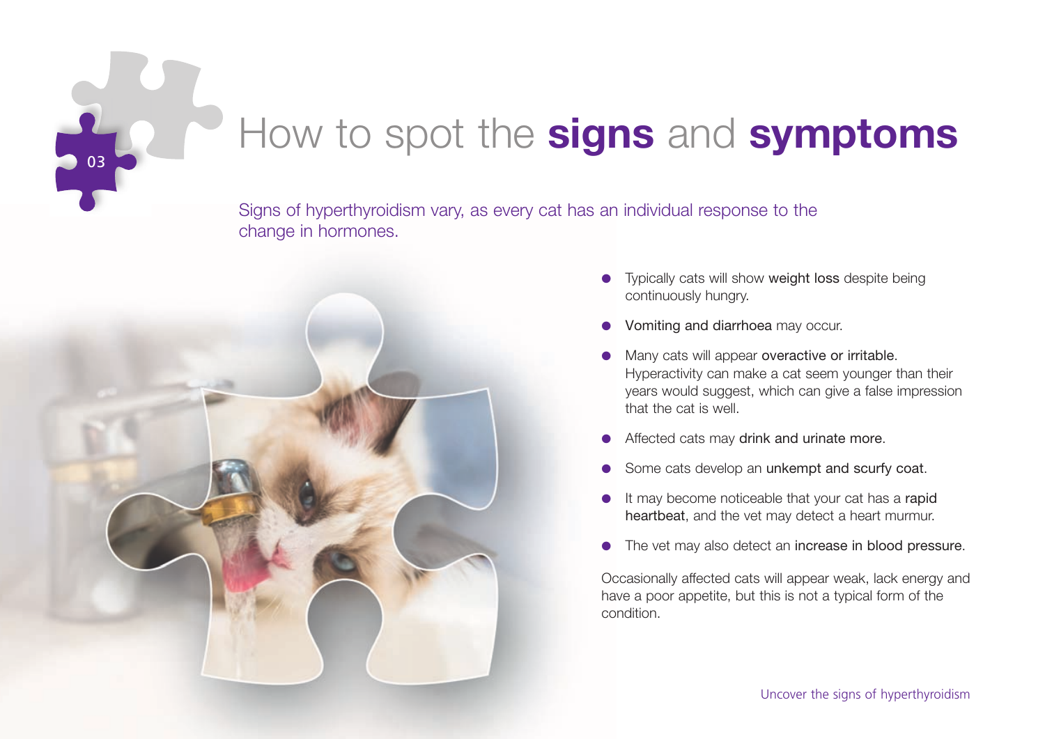# How to spot the **signs** and **symptoms**

Signs of hyperthyroidism vary, as every cat has an individual response to the change in hormones.

- Typically cats will show weight loss despite being continuously hungry.
- Vomiting and diarrhoea may occur.
- Many cats will appear overactive or irritable. Hyperactivity can make a cat seem younger than their years would suggest, which can give a false impression that the cat is well.
- Affected cats may drink and urinate more.
- Some cats develop an unkempt and scurfy coat.
- It may become noticeable that your cat has a rapid heartbeat, and the vet may detect a heart murmur.
- The vet may also detect an increase in blood pressure.

Occasionally affected cats will appear weak, lack energy and have a poor appetite, but this is not a typical form of the condition.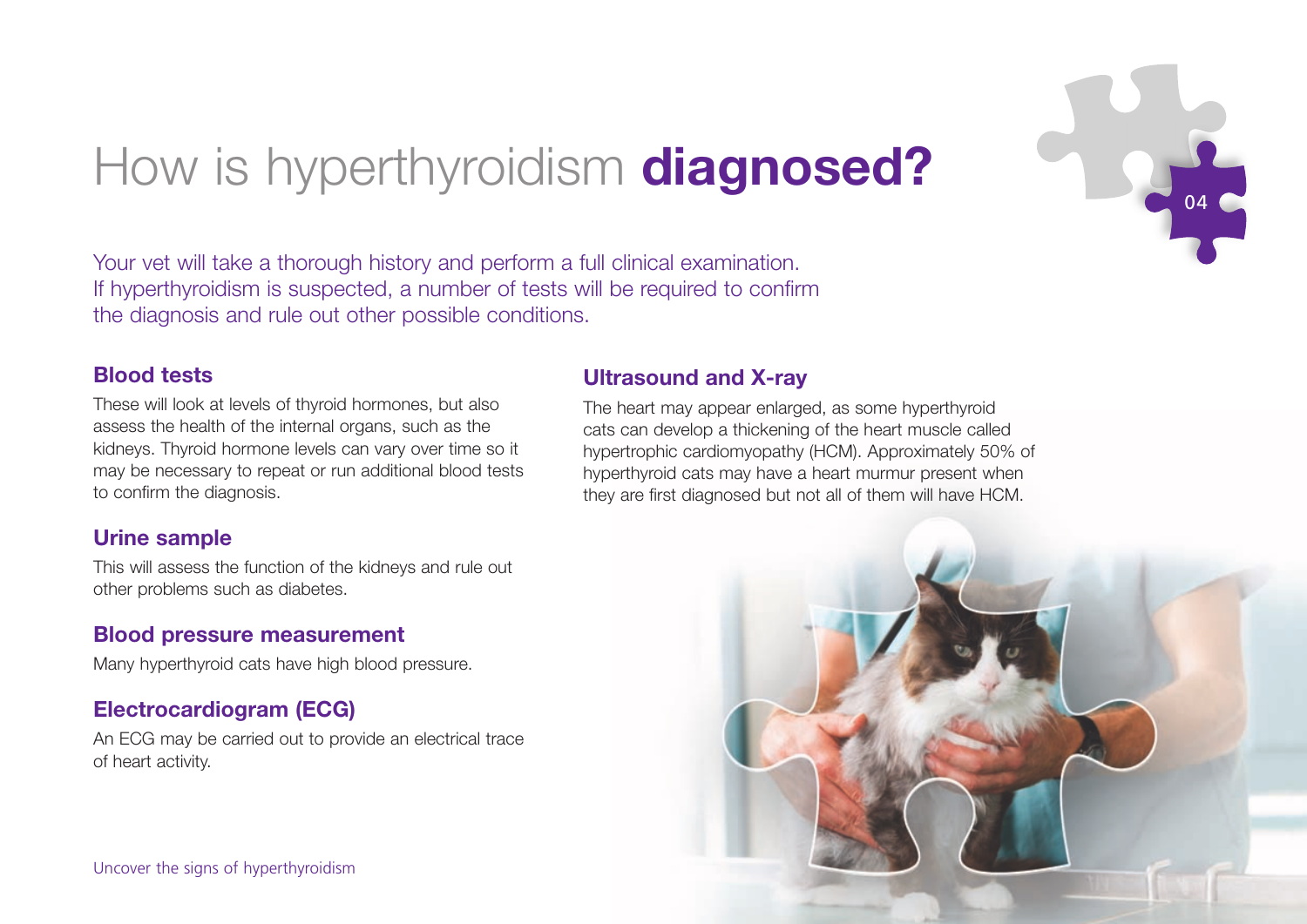# How is hyperthyroidism **diagnosed?**

Your vet will take a thorough history and perform a full clinical examination. If hyperthyroidism is suspected, a number of tests will be required to confirm the diagnosis and rule out other possible conditions.

## Blood tests

These will look at levels of thyroid hormones, but also assess the health of the internal organs, such as the kidneys. Thyroid hormone levels can vary over time so it may be necessary to repeat or run additional blood tests to confirm the diagnosis.

## Urine sample

This will assess the function of the kidneys and rule out other problems such as diabetes.

## Blood pressure measurement

Many hyperthyroid cats have high blood pressure.

## Electrocardiogram (ECG)

An ECG may be carried out to provide an electrical trace of heart activity.

## Ultrasound and X-ray

The heart may appear enlarged, as some hyperthyroid cats can develop a thickening of the heart muscle called hypertrophic cardiomyopathy (HCM). Approximately 50% of hyperthyroid cats may have a heart murmur present when they are first diagnosed but not all of them will have HCM.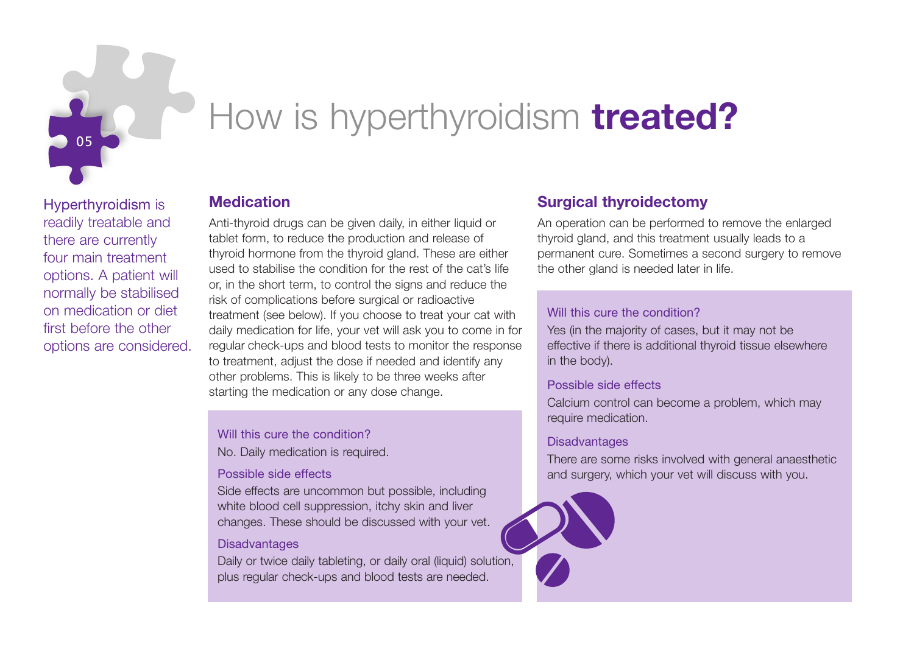# How is hyperthyroidism **treated?**

Hyperthyroidism is readily treatable and there are currently four main treatment options. A patient will normally be stabilised on medication or diet first before the other options are considered.

## Medication

Anti-thyroid drugs can be given daily, in either liquid or tablet form, to reduce the production and release of thyroid hormone from the thyroid gland. These are either used to stabilise the condition for the rest of the cat's life or, in the short term, to control the signs and reduce the risk of complications before surgical or radioactive treatment (see below). If you choose to treat your cat with daily medication for life, your vet will ask you to come in for regular check-ups and blood tests to monitor the response to treatment, adjust the dose if needed and identify any other problems. This is likely to be three weeks after starting the medication or any dose change.

### Will this cure the condition?

No. Daily medication is required.

### Possible side effects

Side effects are uncommon but possible, including white blood cell suppression, itchy skin and liver changes. These should be discussed with your vet.

### Disadvantages

Daily or twice daily tableting, or daily oral (liquid) solution, plus regular check-ups and blood tests are needed.

## Surgical thyroidectomy

An operation can be performed to remove the enlarged thyroid gland, and this treatment usually leads to a permanent cure. Sometimes a second surgery to remove the other gland is needed later in life.

### Will this cure the condition?

Yes (in the majority of cases, but it may not be effective if there is additional thyroid tissue elsewhere in the body).

### Possible side effects

Calcium control can become a problem, which may require medication.

### Disadvantages

There are some risks involved with general anaesthetic and surgery, which your vet will discuss with you.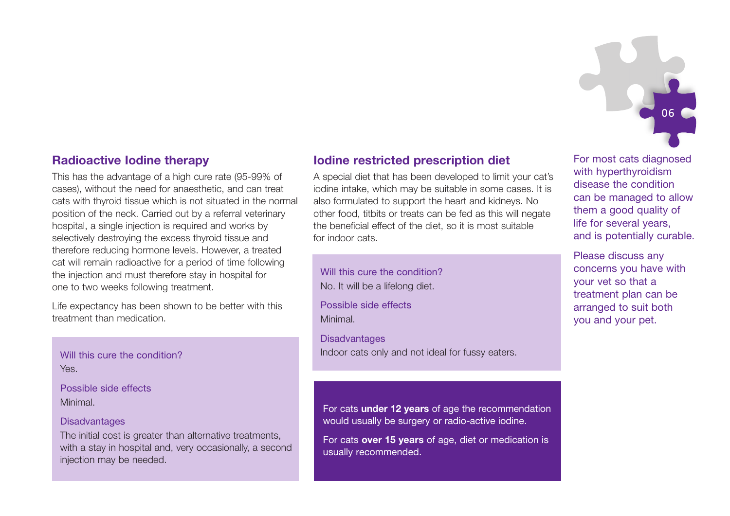## Radioactive Iodine therapy

This has the advantage of a high cure rate (95-99% of cases), without the need for anaesthetic, and can treat cats with thyroid tissue which is not situated in the normal position of the neck. Carried out by a referral veterinary hospital, a single injection is required and works by selectively destroying the excess thyroid tissue and therefore reducing hormone levels. However, a treated cat will remain radioactive for a period of time following the injection and must therefore stay in hospital for one to two weeks following treatment.

Life expectancy has been shown to be better with this treatment than medication.

Will this cure the condition?
Yes.

Possible side effects
Minimal.

Disadvantages
The initial cost is greater than alternative treatments, with a stay in hospital and, very occasionally, a second injection may be needed.

## Iodine restricted prescription diet

A special diet that has been developed to limit your cat's iodine intake, which may be suitable in some cases. It is also formulated to support the heart and kidneys. No other food, titbits or treats can be fed as this will negate the beneficial effect of the diet, so it is most suitable for indoor cats.

Will this cure the condition?
No. It will be a lifelong diet.

Possible side effects
Minimal.

Disadvantages
Indoor cats only and not ideal for fussy eaters.

For cats **under 12 years** of age the recommendation would usually be surgery or radio-active iodine.

For cats **over 15 years** of age, diet or medication is usually recommended.

For most cats diagnosed with hyperthyroidism disease the condition can be managed to allow them a good quality of life for several years, and is potentially curable.

Please discuss any concerns you have with your vet so that a treatment plan can be arranged to suit both you and your pet.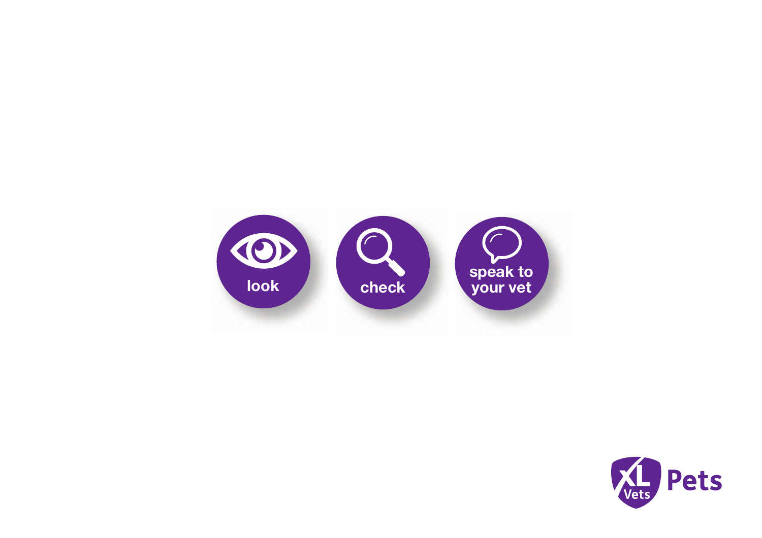look

check

speak to your vet

XL Vets Pets